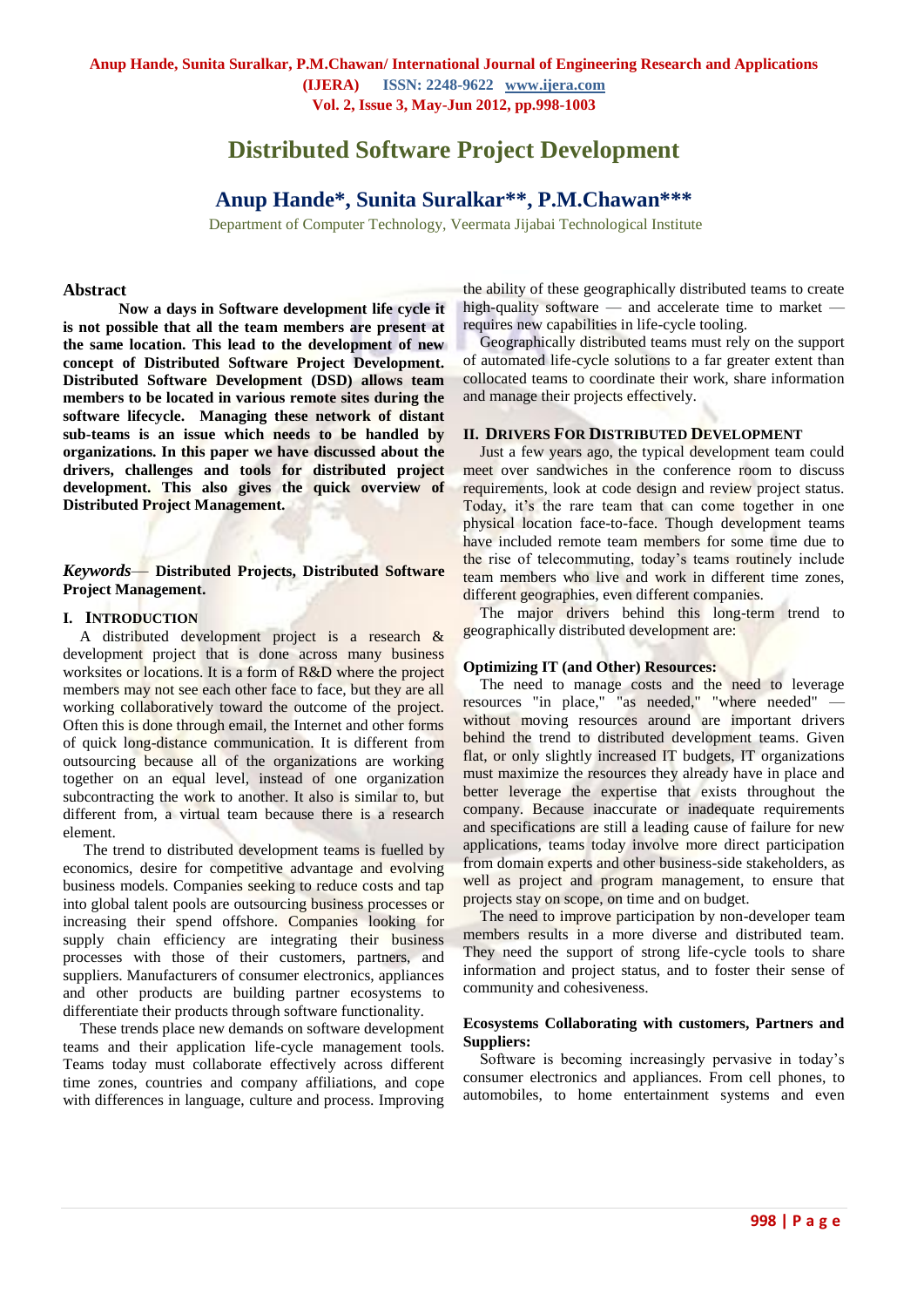# Distributed Software Project Development

## Anup Hande*, Sunita Suralkar**, P.M.Chawan***

Department of Computer Technology, Veermata Jijabai Technological Institute

### Abstract

**Now a days in Software development life cycle it is not possible that all the team members are present at the same location. This lead to the development of new concept of Distributed Software Project Development. Distributed Software Development (DSD) allows team members to be located in various remote sites during the software lifecycle. Managing these network of distant sub-teams is an issue which needs to be handled by organizations. In this paper we have discussed about the drivers, challenges and tools for distributed project development. This also gives the quick overview of Distributed Project Management.**

***Keywords*— Distributed Projects, Distributed Software Project Management.**

## I. Introduction

A distributed development project is a research & development project that is done across many business worksites or locations. It is a form of R&D where the project members may not see each other face to face, but they are all working collaboratively toward the outcome of the project. Often this is done through email, the Internet and other forms of quick long-distance communication. It is different from outsourcing because all of the organizations are working together on an equal level, instead of one organization subcontracting the work to another. It also is similar to, but different from, a virtual team because there is a research element.

The trend to distributed development teams is fuelled by economics, desire for competitive advantage and evolving business models. Companies seeking to reduce costs and tap into global talent pools are outsourcing business processes or increasing their spend offshore. Companies looking for supply chain efficiency are integrating their business processes with those of their customers, partners, and suppliers. Manufacturers of consumer electronics, appliances and other products are building partner ecosystems to differentiate their products through software functionality.

These trends place new demands on software development teams and their application life-cycle management tools. Teams today must collaborate effectively across different time zones, countries and company affiliations, and cope with differences in language, culture and process. Improving the ability of these geographically distributed teams to create high-quality software — and accelerate time to market — requires new capabilities in life-cycle tooling.

Geographically distributed teams must rely on the support of automated life-cycle solutions to a far greater extent than collocated teams to coordinate their work, share information and manage their projects effectively.

## II. Drivers For Distributed Development

Just a few years ago, the typical development team could meet over sandwiches in the conference room to discuss requirements, look at code design and review project status. Today, it's the rare team that can come together in one physical location face-to-face. Though development teams have included remote team members for some time due to the rise of telecommuting, today's teams routinely include team members who live and work in different time zones, different geographies, even different companies.

The major drivers behind this long-term trend to geographically distributed development are:

**Optimizing IT (and Other) Resources:**

The need to manage costs and the need to leverage resources "in place," "as needed," "where needed" — without moving resources around are important drivers behind the trend to distributed development teams. Given flat, or only slightly increased IT budgets, IT organizations must maximize the resources they already have in place and better leverage the expertise that exists throughout the company. Because inaccurate or inadequate requirements and specifications are still a leading cause of failure for new applications, teams today involve more direct participation from domain experts and other business-side stakeholders, as well as project and program management, to ensure that projects stay on scope, on time and on budget.

The need to improve participation by non-developer team members results in a more diverse and distributed team. They need the support of strong life-cycle tools to share information and project status, and to foster their sense of community and cohesiveness.

**Ecosystems Collaborating with customers, Partners and Suppliers:**

Software is becoming increasingly pervasive in today's consumer electronics and appliances. From cell phones, to automobiles, to home entertainment systems and even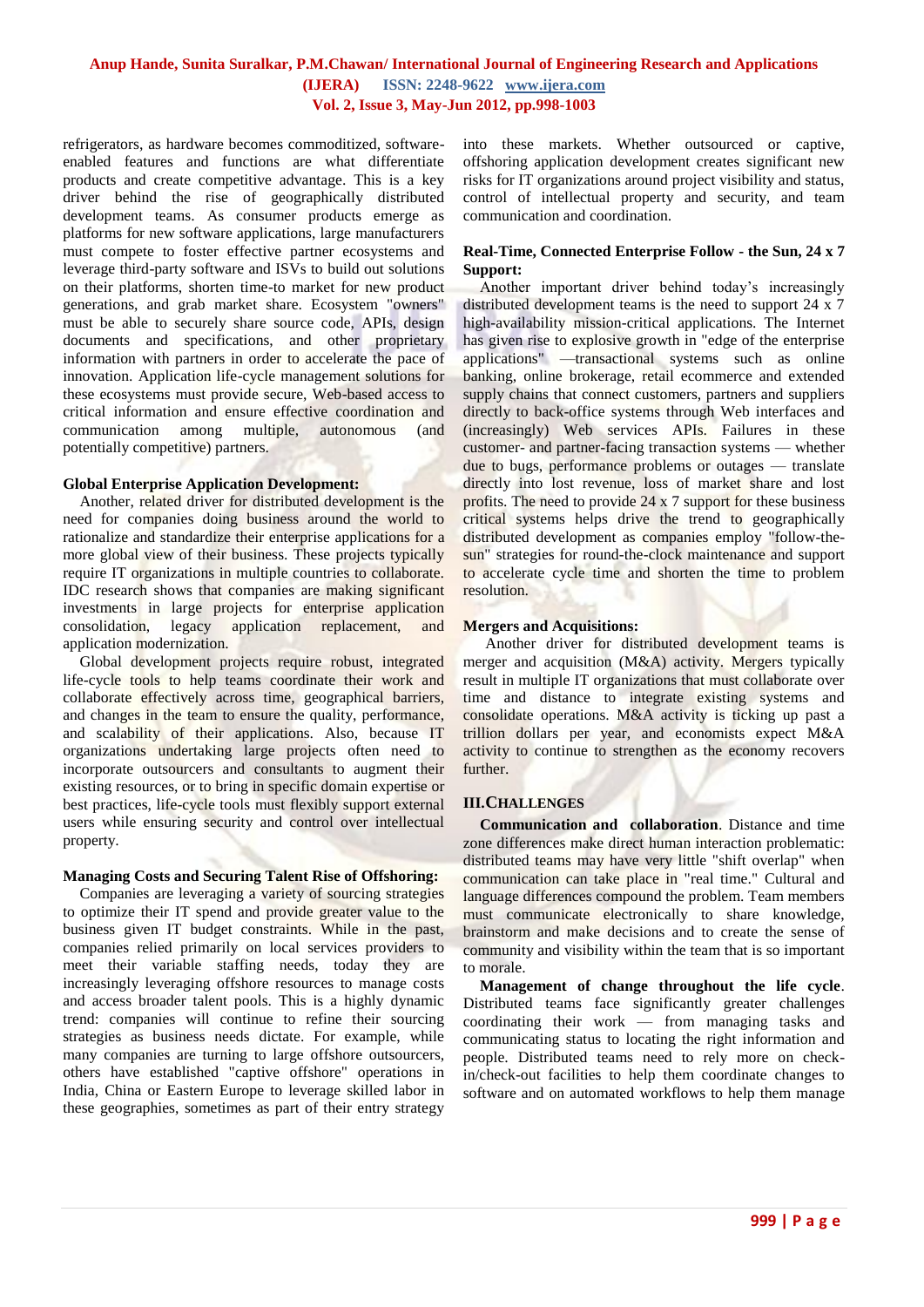refrigerators, as hardware becomes commoditized, software-enabled features and functions are what differentiate products and create competitive advantage. This is a key driver behind the rise of geographically distributed development teams. As consumer products emerge as platforms for new software applications, large manufacturers must compete to foster effective partner ecosystems and leverage third-party software and ISVs to build out solutions on their platforms, shorten time-to market for new product generations, and grab market share. Ecosystem "owners" must be able to securely share source code, APIs, design documents and specifications, and other proprietary information with partners in order to accelerate the pace of innovation. Application life-cycle management solutions for these ecosystems must provide secure, Web-based access to critical information and ensure effective coordination and communication among multiple, autonomous (and potentially competitive) partners.

**Global Enterprise Application Development:**

Another, related driver for distributed development is the need for companies doing business around the world to rationalize and standardize their enterprise applications for a more global view of their business. These projects typically require IT organizations in multiple countries to collaborate. IDC research shows that companies are making significant investments in large projects for enterprise application consolidation, legacy application replacement, and application modernization.

Global development projects require robust, integrated life-cycle tools to help teams coordinate their work and collaborate effectively across time, geographical barriers, and changes in the team to ensure the quality, performance, and scalability of their applications. Also, because IT organizations undertaking large projects often need to incorporate outsourcers and consultants to augment their existing resources, or to bring in specific domain expertise or best practices, life-cycle tools must flexibly support external users while ensuring security and control over intellectual property.

**Managing Costs and Securing Talent Rise of Offshoring:**

Companies are leveraging a variety of sourcing strategies to optimize their IT spend and provide greater value to the business given IT budget constraints. While in the past, companies relied primarily on local services providers to meet their variable staffing needs, today they are increasingly leveraging offshore resources to manage costs and access broader talent pools. This is a highly dynamic trend: companies will continue to refine their sourcing strategies as business needs dictate. For example, while many companies are turning to large offshore outsourcers, others have established "captive offshore" operations in India, China or Eastern Europe to leverage skilled labor in these geographies, sometimes as part of their entry strategy into these markets. Whether outsourced or captive, offshoring application development creates significant new risks for IT organizations around project visibility and status, control of intellectual property and security, and team communication and coordination.

**Real-Time, Connected Enterprise Follow - the Sun, 24 x 7 Support:**

Another important driver behind today's increasingly distributed development teams is the need to support 24 x 7 high-availability mission-critical applications. The Internet has given rise to explosive growth in "edge of the enterprise applications" —transactional systems such as online banking, online brokerage, retail ecommerce and extended supply chains that connect customers, partners and suppliers directly to back-office systems through Web interfaces and (increasingly) Web services APIs. Failures in these customer- and partner-facing transaction systems — whether due to bugs, performance problems or outages — translate directly into lost revenue, loss of market share and lost profits. The need to provide 24 x 7 support for these business critical systems helps drive the trend to geographically distributed development as companies employ "follow-the-sun" strategies for round-the-clock maintenance and support to accelerate cycle time and shorten the time to problem resolution.

**Mergers and Acquisitions:**

Another driver for distributed development teams is merger and acquisition (M&A) activity. Mergers typically result in multiple IT organizations that must collaborate over time and distance to integrate existing systems and consolidate operations. M&A activity is ticking up past a trillion dollars per year, and economists expect M&A activity to continue to strengthen as the economy recovers further.

## III. CHALLENGES

**Communication and collaboration**. Distance and time zone differences make direct human interaction problematic: distributed teams may have very little "shift overlap" when communication can take place in "real time." Cultural and language differences compound the problem. Team members must communicate electronically to share knowledge, brainstorm and make decisions and to create the sense of community and visibility within the team that is so important to morale.

**Management of change throughout the life cycle**. Distributed teams face significantly greater challenges coordinating their work — from managing tasks and communicating status to locating the right information and people. Distributed teams need to rely more on check-in/check-out facilities to help them coordinate changes to software and on automated workflows to help them manage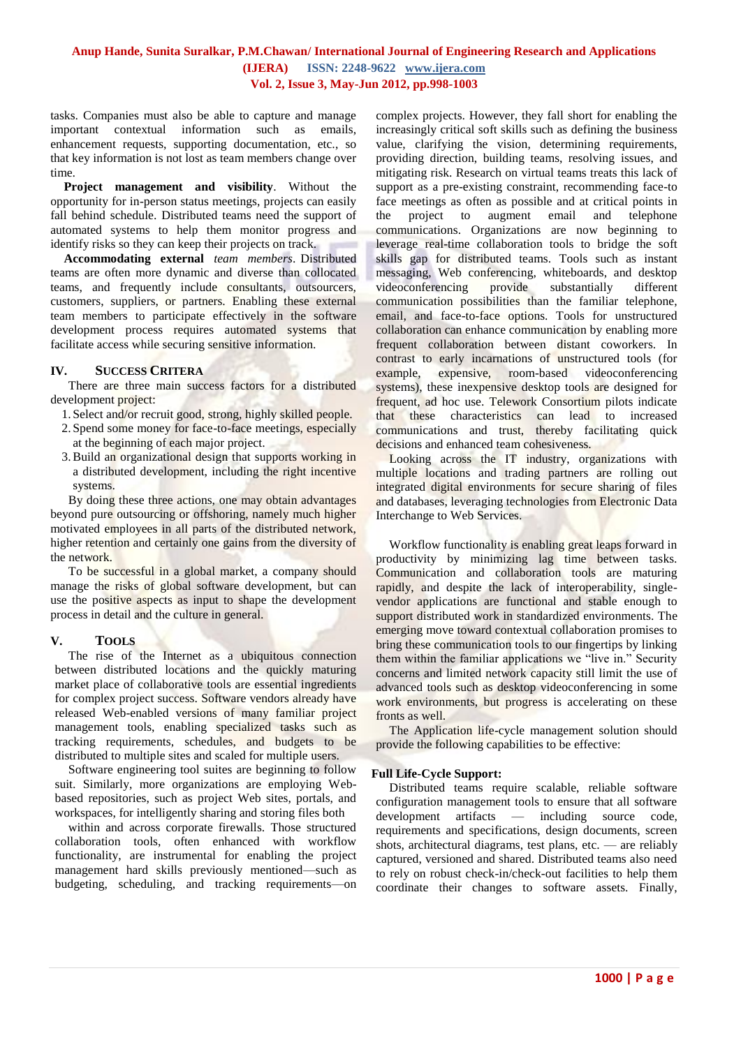tasks. Companies must also be able to capture and manage important contextual information such as emails, enhancement requests, supporting documentation, etc., so that key information is not lost as team members change over time.

**Project management and visibility**. Without the opportunity for in-person status meetings, projects can easily fall behind schedule. Distributed teams need the support of automated systems to help them monitor progress and identify risks so they can keep their projects on track.

**Accommodating external** *team members*. Distributed teams are often more dynamic and diverse than collocated teams, and frequently include consultants, outsourcers, customers, suppliers, or partners. Enabling these external team members to participate effectively in the software development process requires automated systems that facilitate access while securing sensitive information.

## IV. SUCCESS CRITERA

There are three main success factors for a distributed development project:

1. Select and/or recruit good, strong, highly skilled people.
2. Spend some money for face-to-face meetings, especially at the beginning of each major project.
3. Build an organizational design that supports working in a distributed development, including the right incentive systems.

By doing these three actions, one may obtain advantages beyond pure outsourcing or offshoring, namely much higher motivated employees in all parts of the distributed network, higher retention and certainly one gains from the diversity of the network.

To be successful in a global market, a company should manage the risks of global software development, but can use the positive aspects as input to shape the development process in detail and the culture in general.

## V. TOOLS

The rise of the Internet as a ubiquitous connection between distributed locations and the quickly maturing market place of collaborative tools are essential ingredients for complex project success. Software vendors already have released Web-enabled versions of many familiar project management tools, enabling specialized tasks such as tracking requirements, schedules, and budgets to be distributed to multiple sites and scaled for multiple users.

Software engineering tool suites are beginning to follow suit. Similarly, more organizations are employing Web-based repositories, such as project Web sites, portals, and workspaces, for intelligently sharing and storing files both within and across corporate firewalls. Those structured collaboration tools, often enhanced with workflow functionality, are instrumental for enabling the project management hard skills previously mentioned—such as budgeting, scheduling, and tracking requirements—on complex projects. However, they fall short for enabling the increasingly critical soft skills such as defining the business value, clarifying the vision, determining requirements, providing direction, building teams, resolving issues, and mitigating risk. Research on virtual teams treats this lack of support as a pre-existing constraint, recommending face-to face meetings as often as possible and at critical points in the project to augment email and telephone communications. Organizations are now beginning to leverage real-time collaboration tools to bridge the soft skills gap for distributed teams. Tools such as instant messaging, Web conferencing, whiteboards, and desktop videoconferencing provide substantially different communication possibilities than the familiar telephone, email, and face-to-face options. Tools for unstructured collaboration can enhance communication by enabling more frequent collaboration between distant coworkers. In contrast to early incarnations of unstructured tools (for example, expensive, room-based videoconferencing systems), these inexpensive desktop tools are designed for frequent, ad hoc use. Telework Consortium pilots indicate that these characteristics can lead to increased communications and trust, thereby facilitating quick decisions and enhanced team cohesiveness.

Looking across the IT industry, organizations with multiple locations and trading partners are rolling out integrated digital environments for secure sharing of files and databases, leveraging technologies from Electronic Data Interchange to Web Services.

Workflow functionality is enabling great leaps forward in productivity by minimizing lag time between tasks. Communication and collaboration tools are maturing rapidly, and despite the lack of interoperability, single-vendor applications are functional and stable enough to support distributed work in standardized environments. The emerging move toward contextual collaboration promises to bring these communication tools to our fingertips by linking them within the familiar applications we "live in." Security concerns and limited network capacity still limit the use of advanced tools such as desktop videoconferencing in some work environments, but progress is accelerating on these fronts as well.

The Application life-cycle management solution should provide the following capabilities to be effective:

**Full Life-Cycle Support:**

Distributed teams require scalable, reliable software configuration management tools to ensure that all software development artifacts — including source code, requirements and specifications, design documents, screen shots, architectural diagrams, test plans, etc. — are reliably captured, versioned and shared. Distributed teams also need to rely on robust check-in/check-out facilities to help them coordinate their changes to software assets. Finally,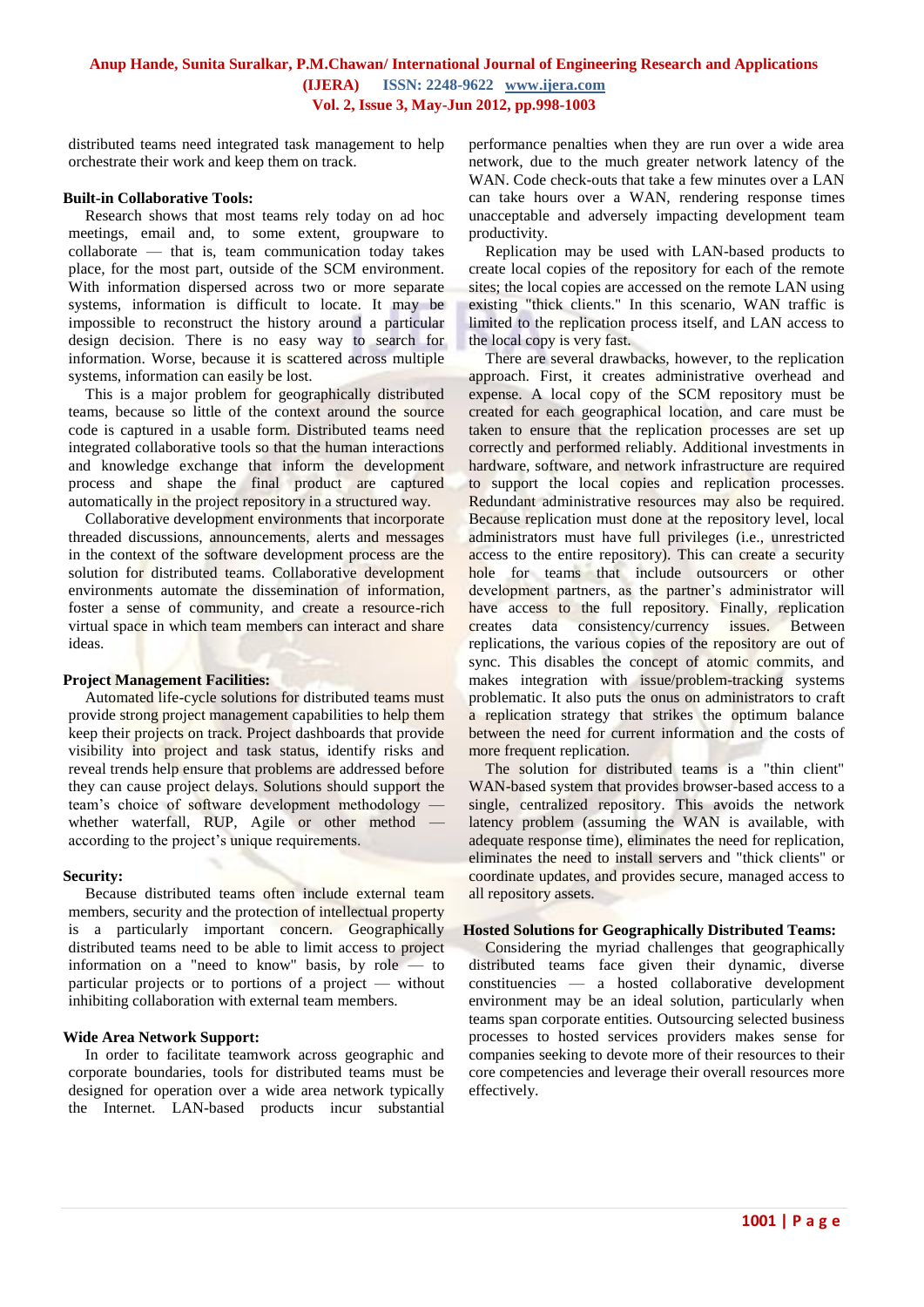distributed teams need integrated task management to help orchestrate their work and keep them on track.

**Built-in Collaborative Tools:**

Research shows that most teams rely today on ad hoc meetings, email and, to some extent, groupware to collaborate — that is, team communication today takes place, for the most part, outside of the SCM environment. With information dispersed across two or more separate systems, information is difficult to locate. It may be impossible to reconstruct the history around a particular design decision. There is no easy way to search for information. Worse, because it is scattered across multiple systems, information can easily be lost.

This is a major problem for geographically distributed teams, because so little of the context around the source code is captured in a usable form. Distributed teams need integrated collaborative tools so that the human interactions and knowledge exchange that inform the development process and shape the final product are captured automatically in the project repository in a structured way.

Collaborative development environments that incorporate threaded discussions, announcements, alerts and messages in the context of the software development process are the solution for distributed teams. Collaborative development environments automate the dissemination of information, foster a sense of community, and create a resource-rich virtual space in which team members can interact and share ideas.

**Project Management Facilities:**

Automated life-cycle solutions for distributed teams must provide strong project management capabilities to help them keep their projects on track. Project dashboards that provide visibility into project and task status, identify risks and reveal trends help ensure that problems are addressed before they can cause project delays. Solutions should support the team's choice of software development methodology — whether waterfall, RUP, Agile or other method — according to the project's unique requirements.

**Security:**

Because distributed teams often include external team members, security and the protection of intellectual property is a particularly important concern. Geographically distributed teams need to be able to limit access to project information on a "need to know" basis, by role — to particular projects or to portions of a project — without inhibiting collaboration with external team members.

**Wide Area Network Support:**

In order to facilitate teamwork across geographic and corporate boundaries, tools for distributed teams must be designed for operation over a wide area network typically the Internet. LAN-based products incur substantial performance penalties when they are run over a wide area network, due to the much greater network latency of the WAN. Code check-outs that take a few minutes over a LAN can take hours over a WAN, rendering response times unacceptable and adversely impacting development team productivity.

Replication may be used with LAN-based products to create local copies of the repository for each of the remote sites; the local copies are accessed on the remote LAN using existing "thick clients." In this scenario, WAN traffic is limited to the replication process itself, and LAN access to the local copy is very fast.

There are several drawbacks, however, to the replication approach. First, it creates administrative overhead and expense. A local copy of the SCM repository must be created for each geographical location, and care must be taken to ensure that the replication processes are set up correctly and performed reliably. Additional investments in hardware, software, and network infrastructure are required to support the local copies and replication processes. Redundant administrative resources may also be required. Because replication must done at the repository level, local administrators must have full privileges (i.e., unrestricted access to the entire repository). This can create a security hole for teams that include outsourcers or other development partners, as the partner's administrator will have access to the full repository. Finally, replication creates data consistency/currency issues. Between replications, the various copies of the repository are out of sync. This disables the concept of atomic commits, and makes integration with issue/problem-tracking systems problematic. It also puts the onus on administrators to craft a replication strategy that strikes the optimum balance between the need for current information and the costs of more frequent replication.

The solution for distributed teams is a "thin client" WAN-based system that provides browser-based access to a single, centralized repository. This avoids the network latency problem (assuming the WAN is available, with adequate response time), eliminates the need for replication, eliminates the need to install servers and "thick clients" or coordinate updates, and provides secure, managed access to all repository assets.

**Hosted Solutions for Geographically Distributed Teams:**

Considering the myriad challenges that geographically distributed teams face given their dynamic, diverse constituencies — a hosted collaborative development environment may be an ideal solution, particularly when teams span corporate entities. Outsourcing selected business processes to hosted services providers makes sense for companies seeking to devote more of their resources to their core competencies and leverage their overall resources more effectively.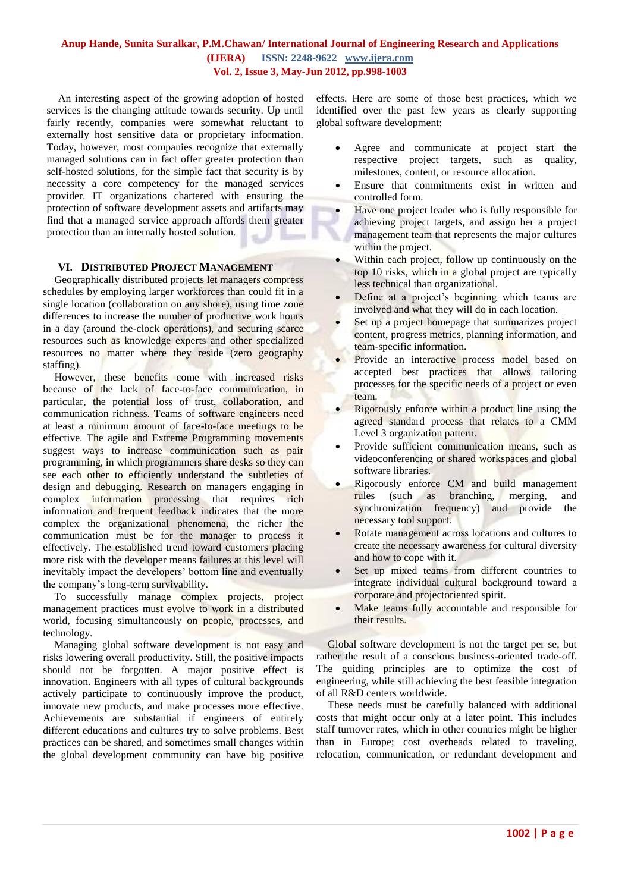An interesting aspect of the growing adoption of hosted services is the changing attitude towards security. Up until fairly recently, companies were somewhat reluctant to externally host sensitive data or proprietary information. Today, however, most companies recognize that externally managed solutions can in fact offer greater protection than self-hosted solutions, for the simple fact that security is by necessity a core competency for the managed services provider. IT organizations chartered with ensuring the protection of software development assets and artifacts may find that a managed service approach affords them greater protection than an internally hosted solution.

## VI. DISTRIBUTED PROJECT MANAGEMENT

Geographically distributed projects let managers compress schedules by employing larger workforces than could fit in a single location (collaboration on any shore), using time zone differences to increase the number of productive work hours in a day (around the-clock operations), and securing scarce resources such as knowledge experts and other specialized resources no matter where they reside (zero geography staffing).

However, these benefits come with increased risks because of the lack of face-to-face communication, in particular, the potential loss of trust, collaboration, and communication richness. Teams of software engineers need at least a minimum amount of face-to-face meetings to be effective. The agile and Extreme Programming movements suggest ways to increase communication such as pair programming, in which programmers share desks so they can see each other to efficiently understand the subtleties of design and debugging. Research on managers engaging in complex information processing that requires rich information and frequent feedback indicates that the more complex the organizational phenomena, the richer the communication must be for the manager to process it effectively. The established trend toward customers placing more risk with the developer means failures at this level will inevitably impact the developers' bottom line and eventually the company's long-term survivability.

To successfully manage complex projects, project management practices must evolve to work in a distributed world, focusing simultaneously on people, processes, and technology.

Managing global software development is not easy and risks lowering overall productivity. Still, the positive impacts should not be forgotten. A major positive effect is innovation. Engineers with all types of cultural backgrounds actively participate to continuously improve the product, innovate new products, and make processes more effective. Achievements are substantial if engineers of entirely different educations and cultures try to solve problems. Best practices can be shared, and sometimes small changes within the global development community can have big positive effects. Here are some of those best practices, which we identified over the past few years as clearly supporting global software development:

- Agree and communicate at project start the respective project targets, such as quality, milestones, content, or resource allocation.
- Ensure that commitments exist in written and controlled form.
- Have one project leader who is fully responsible for achieving project targets, and assign her a project management team that represents the major cultures within the project.
- Within each project, follow up continuously on the top 10 risks, which in a global project are typically less technical than organizational.
- Define at a project's beginning which teams are involved and what they will do in each location.
- Set up a project homepage that summarizes project content, progress metrics, planning information, and team-specific information.
- Provide an interactive process model based on accepted best practices that allows tailoring processes for the specific needs of a project or even team.
- Rigorously enforce within a product line using the agreed standard process that relates to a CMM Level 3 organization pattern.
- Provide sufficient communication means, such as videoconferencing or shared workspaces and global software libraries.
- Rigorously enforce CM and build management rules (such as branching, merging, and synchronization frequency) and provide the necessary tool support.
- Rotate management across locations and cultures to create the necessary awareness for cultural diversity and how to cope with it.
- Set up mixed teams from different countries to integrate individual cultural background toward a corporate and projectoriented spirit.
- Make teams fully accountable and responsible for their results.

Global software development is not the target per se, but rather the result of a conscious business-oriented trade-off. The guiding principles are to optimize the cost of engineering, while still achieving the best feasible integration of all R&D centers worldwide.

These needs must be carefully balanced with additional costs that might occur only at a later point. This includes staff turnover rates, which in other countries might be higher than in Europe; cost overheads related to traveling, relocation, communication, or redundant development and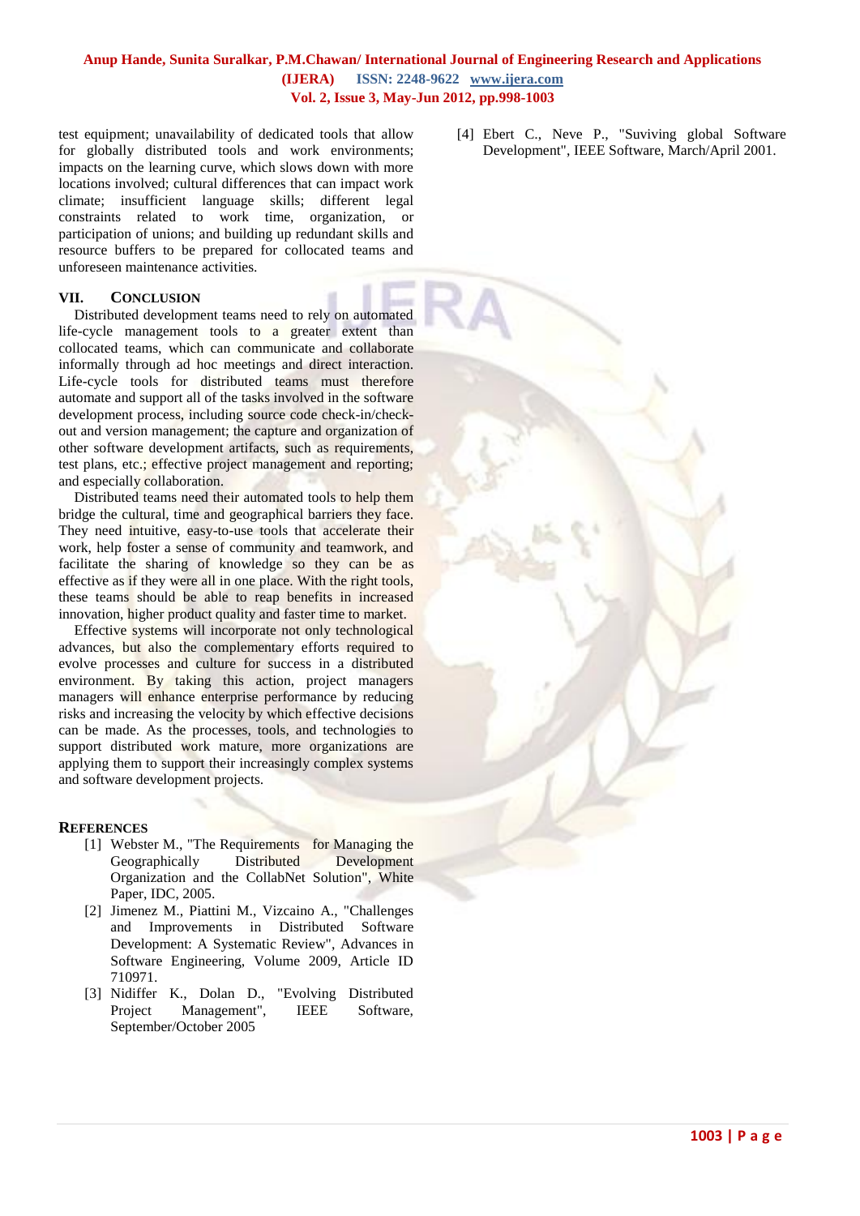test equipment; unavailability of dedicated tools that allow for globally distributed tools and work environments; impacts on the learning curve, which slows down with more locations involved; cultural differences that can impact work climate; insufficient language skills; different legal constraints related to work time, organization, or participation of unions; and building up redundant skills and resource buffers to be prepared for collocated teams and unforeseen maintenance activities.

## VII. CONCLUSION

Distributed development teams need to rely on automated life-cycle management tools to a greater extent than collocated teams, which can communicate and collaborate informally through ad hoc meetings and direct interaction. Life-cycle tools for distributed teams must therefore automate and support all of the tasks involved in the software development process, including source code check-in/check-out and version management; the capture and organization of other software development artifacts, such as requirements, test plans, etc.; effective project management and reporting; and especially collaboration.

Distributed teams need their automated tools to help them bridge the cultural, time and geographical barriers they face. They need intuitive, easy-to-use tools that accelerate their work, help foster a sense of community and teamwork, and facilitate the sharing of knowledge so they can be as effective as if they were all in one place. With the right tools, these teams should be able to reap benefits in increased innovation, higher product quality and faster time to market.

Effective systems will incorporate not only technological advances, but also the complementary efforts required to evolve processes and culture for success in a distributed environment. By taking this action, project managers managers will enhance enterprise performance by reducing risks and increasing the velocity by which effective decisions can be made. As the processes, tools, and technologies to support distributed work mature, more organizations are applying them to support their increasingly complex systems and software development projects.

## REFERENCES

[1] Webster M., "The Requirements for Managing the Geographically Distributed Development Organization and the CollabNet Solution", White Paper, IDC, 2005.

[2] Jimenez M., Piattini M., Vizcaino A., "Challenges and Improvements in Distributed Software Development: A Systematic Review", Advances in Software Engineering, Volume 2009, Article ID 710971.

[3] Nidiffer K., Dolan D., "Evolving Distributed Project Management", IEEE Software, September/October 2005

[4] Ebert C., Neve P., "Suviving global Software Development", IEEE Software, March/April 2001.